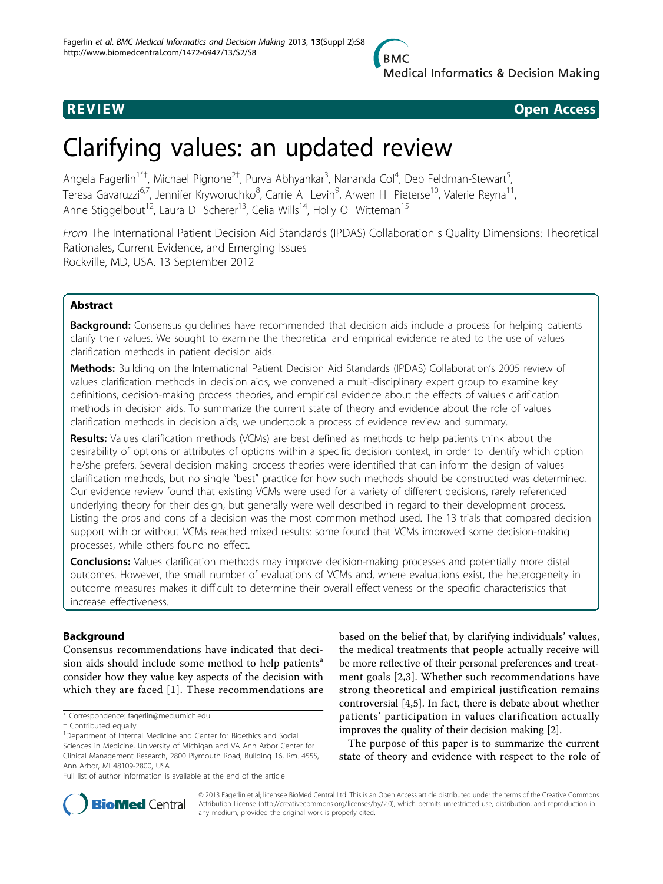REVIEW Open Access

# Clarifying values: an updated review

Angela Fagerlin[1*†], Michael Pignone[2†], Purva Abhyankar[3], Nananda Col[4], Deb Feldman-Stewart[5], Teresa Gavaruzzi[6,7], Jennifer Kryworuchko[8], Carrie A Levin[9], Arwen H Pieterse[10], Valerie Reyna[11], Anne Stiggelbout[12], Laura D Scherer[13], Celia Wills[14], Holly O Witteman[15]

*From* The International Patient Decision Aid Standards (IPDAS) Collaboration s Quality Dimensions: Theoretical Rationales, Current Evidence, and Emerging Issues
Rockville, MD, USA. 13 September 2012

## Abstract

**Background:** Consensus guidelines have recommended that decision aids include a process for helping patients clarify their values. We sought to examine the theoretical and empirical evidence related to the use of values clarification methods in patient decision aids.

**Methods:** Building on the International Patient Decision Aid Standards (IPDAS) Collaboration's 2005 review of values clarification methods in decision aids, we convened a multi-disciplinary expert group to examine key definitions, decision-making process theories, and empirical evidence about the effects of values clarification methods in decision aids. To summarize the current state of theory and evidence about the role of values clarification methods in decision aids, we undertook a process of evidence review and summary.

**Results:** Values clarification methods (VCMs) are best defined as methods to help patients think about the desirability of options or attributes of options within a specific decision context, in order to identify which option he/she prefers. Several decision making process theories were identified that can inform the design of values clarification methods, but no single "best" practice for how such methods should be constructed was determined. Our evidence review found that existing VCMs were used for a variety of different decisions, rarely referenced underlying theory for their design, but generally were well described in regard to their development process. Listing the pros and cons of a decision was the most common method used. The 13 trials that compared decision support with or without VCMs reached mixed results: some found that VCMs improved some decision-making processes, while others found no effect.

**Conclusions:** Values clarification methods may improve decision-making processes and potentially more distal outcomes. However, the small number of evaluations of VCMs and, where evaluations exist, the heterogeneity in outcome measures makes it difficult to determine their overall effectiveness or the specific characteristics that increase effectiveness.

## Background

Consensus recommendations have indicated that decision aids should include some method to help patients[a] consider how they value key aspects of the decision with which they are faced [1]. These recommendations are based on the belief that, by clarifying individuals' values, the medical treatments that people actually receive will be more reflective of their personal preferences and treatment goals [2,3]. Whether such recommendations have strong theoretical and empirical justification remains controversial [4,5]. In fact, there is debate about whether patients' participation in values clarification actually improves the quality of their decision making [2].

The purpose of this paper is to summarize the current state of theory and evidence with respect to the role of

* Correspondence: fagerlin@med.umich.edu
† Contributed equally
[1]Department of Internal Medicine and Center for Bioethics and Social Sciences in Medicine, University of Michigan and VA Ann Arbor Center for Clinical Management Research, 2800 Plymouth Road, Building 16, Rm. 455S, Ann Arbor, MI 48109-2800, USA
Full list of author information is available at the end of the article

© 2013 Fagerlin et al; licensee BioMed Central Ltd. This is an Open Access article distributed under the terms of the Creative Commons Attribution License (http://creativecommons.org/licenses/by/2.0), which permits unrestricted use, distribution, and reproduction in any medium, provided the original work is properly cited.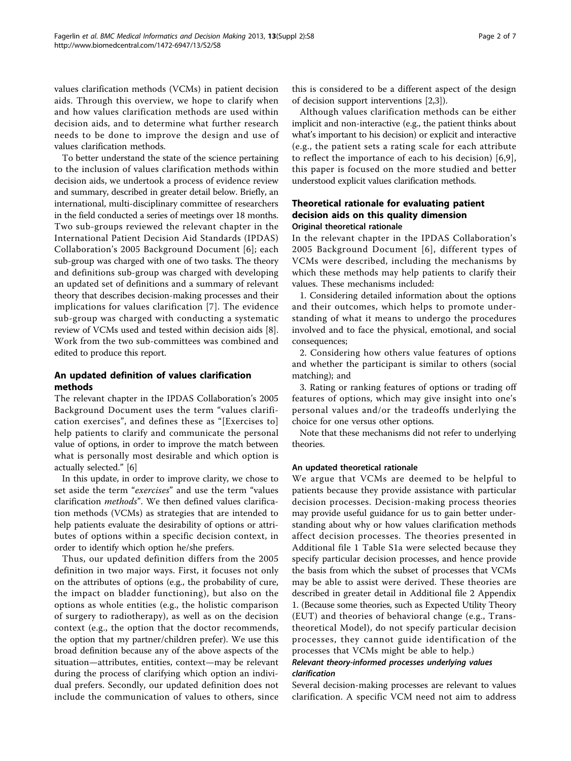values clarification methods (VCMs) in patient decision aids. Through this overview, we hope to clarify when and how values clarification methods are used within decision aids, and to determine what further research needs to be done to improve the design and use of values clarification methods.

To better understand the state of the science pertaining to the inclusion of values clarification methods within decision aids, we undertook a process of evidence review and summary, described in greater detail below. Briefly, an international, multi-disciplinary committee of researchers in the field conducted a series of meetings over 18 months. Two sub-groups reviewed the relevant chapter in the International Patient Decision Aid Standards (IPDAS) Collaboration's 2005 Background Document [6]; each sub-group was charged with one of two tasks. The theory and definitions sub-group was charged with developing an updated set of definitions and a summary of relevant theory that describes decision-making processes and their implications for values clarification [7]. The evidence sub-group was charged with conducting a systematic review of VCMs used and tested within decision aids [8]. Work from the two sub-committees was combined and edited to produce this report.

## An updated definition of values clarification methods

The relevant chapter in the IPDAS Collaboration's 2005 Background Document uses the term "values clarification exercises", and defines these as "[Exercises to] help patients to clarify and communicate the personal value of options, in order to improve the match between what is personally most desirable and which option is actually selected." [6]

In this update, in order to improve clarity, we chose to set aside the term "*exercises*" and use the term "values clarification *methods*". We then defined values clarification methods (VCMs) as strategies that are intended to help patients evaluate the desirability of options or attributes of options within a specific decision context, in order to identify which option he/she prefers.

Thus, our updated definition differs from the 2005 definition in two major ways. First, it focuses not only on the attributes of options (e.g., the probability of cure, the impact on bladder functioning), but also on the options as whole entities (e.g., the holistic comparison of surgery to radiotherapy), as well as on the decision context (e.g., the option that the doctor recommends, the option that my partner/children prefer). We use this broad definition because any of the above aspects of the situation—attributes, entities, context—may be relevant during the process of clarifying which option an individual prefers. Secondly, our updated definition does not include the communication of values to others, since this is considered to be a different aspect of the design of decision support interventions [2,3]).

Although values clarification methods can be either implicit and non-interactive (e.g., the patient thinks about what's important to his decision) or explicit and interactive (e.g., the patient sets a rating scale for each attribute to reflect the importance of each to his decision) [6,9], this paper is focused on the more studied and better understood explicit values clarification methods.

## Theoretical rationale for evaluating patient decision aids on this quality dimension

### Original theoretical rationale

In the relevant chapter in the IPDAS Collaboration's 2005 Background Document [6], different types of VCMs were described, including the mechanisms by which these methods may help patients to clarify their values. These mechanisms included:

1. Considering detailed information about the options and their outcomes, which helps to promote understanding of what it means to undergo the procedures involved and to face the physical, emotional, and social consequences;

2. Considering how others value features of options and whether the participant is similar to others (social matching); and

3. Rating or ranking features of options or trading off features of options, which may give insight into one's personal values and/or the tradeoffs underlying the choice for one versus other options.

Note that these mechanisms did not refer to underlying theories.

### An updated theoretical rationale

We argue that VCMs are deemed to be helpful to patients because they provide assistance with particular decision processes. Decision-making process theories may provide useful guidance for us to gain better understanding about why or how values clarification methods affect decision processes. The theories presented in Additional file 1 Table S1a were selected because they specify particular decision processes, and hence provide the basis from which the subset of processes that VCMs may be able to assist were derived. These theories are described in greater detail in Additional file 2 Appendix 1. (Because some theories, such as Expected Utility Theory (EUT) and theories of behavioral change (e.g., Transtheoretical Model), do not specify particular decision processes, they cannot guide identification of the processes that VCMs might be able to help.)

#### *Relevant theory-informed processes underlying values clarification*

Several decision-making processes are relevant to values clarification. A specific VCM need not aim to address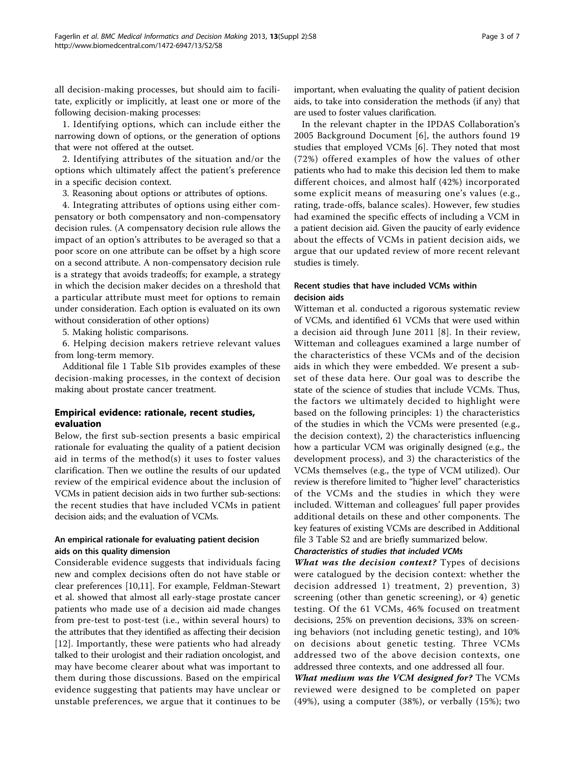all decision-making processes, but should aim to facilitate, explicitly or implicitly, at least one or more of the following decision-making processes:

1. Identifying options, which can include either the narrowing down of options, or the generation of options that were not offered at the outset.

2. Identifying attributes of the situation and/or the options which ultimately affect the patient's preference in a specific decision context.

3. Reasoning about options or attributes of options.

4. Integrating attributes of options using either compensatory or both compensatory and non-compensatory decision rules. (A compensatory decision rule allows the impact of an option's attributes to be averaged so that a poor score on one attribute can be offset by a high score on a second attribute. A non-compensatory decision rule is a strategy that avoids tradeoffs; for example, a strategy in which the decision maker decides on a threshold that a particular attribute must meet for options to remain under consideration. Each option is evaluated on its own without consideration of other options)

5. Making holistic comparisons.

6. Helping decision makers retrieve relevant values from long-term memory.

Additional file 1 Table S1b provides examples of these decision-making processes, in the context of decision making about prostate cancer treatment.

## Empirical evidence: rationale, recent studies, evaluation

Below, the first sub-section presents a basic empirical rationale for evaluating the quality of a patient decision aid in terms of the method(s) it uses to foster values clarification. Then we outline the results of our updated review of the empirical evidence about the inclusion of VCMs in patient decision aids in two further sub-sections: the recent studies that have included VCMs in patient decision aids; and the evaluation of VCMs.

### An empirical rationale for evaluating patient decision aids on this quality dimension

Considerable evidence suggests that individuals facing new and complex decisions often do not have stable or clear preferences [10,11]. For example, Feldman-Stewart et al. showed that almost all early-stage prostate cancer patients who made use of a decision aid made changes from pre-test to post-test (i.e., within several hours) to the attributes that they identified as affecting their decision [12]. Importantly, these were patients who had already talked to their urologist and their radiation oncologist, and may have become clearer about what was important to them during those discussions. Based on the empirical evidence suggesting that patients may have unclear or unstable preferences, we argue that it continues to be important, when evaluating the quality of patient decision aids, to take into consideration the methods (if any) that are used to foster values clarification.

In the relevant chapter in the IPDAS Collaboration's 2005 Background Document [6], the authors found 19 studies that employed VCMs [6]. They noted that most (72%) offered examples of how the values of other patients who had to make this decision led them to make different choices, and almost half (42%) incorporated some explicit means of measuring one's values (e.g., rating, trade-offs, balance scales). However, few studies had examined the specific effects of including a VCM in a patient decision aid. Given the paucity of early evidence about the effects of VCMs in patient decision aids, we argue that our updated review of more recent relevant studies is timely.

### Recent studies that have included VCMs within decision aids

Witteman et al. conducted a rigorous systematic review of VCMs, and identified 61 VCMs that were used within a decision aid through June 2011 [8]. In their review, Witteman and colleagues examined a large number of the characteristics of these VCMs and of the decision aids in which they were embedded. We present a subset of these data here. Our goal was to describe the state of the science of studies that include VCMs. Thus, the factors we ultimately decided to highlight were based on the following principles: 1) the characteristics of the studies in which the VCMs were presented (e.g., the decision context), 2) the characteristics influencing how a particular VCM was originally designed (e.g., the development process), and 3) the characteristics of the VCMs themselves (e.g., the type of VCM utilized). Our review is therefore limited to "higher level" characteristics of the VCMs and the studies in which they were included. Witteman and colleagues' full paper provides additional details on these and other components. The key features of existing VCMs are described in Additional file 3 Table S2 and are briefly summarized below.

#### *Characteristics of studies that included VCMs*

***What was the decision context?*** Types of decisions were catalogued by the decision context: whether the decision addressed 1) treatment, 2) prevention, 3) screening (other than genetic screening), or 4) genetic testing. Of the 61 VCMs, 46% focused on treatment decisions, 25% on prevention decisions, 33% on screening behaviors (not including genetic testing), and 10% on decisions about genetic testing. Three VCMs addressed two of the above decision contexts, one addressed three contexts, and one addressed all four.

***What medium was the VCM designed for?*** The VCMs reviewed were designed to be completed on paper (49%), using a computer (38%), or verbally (15%); two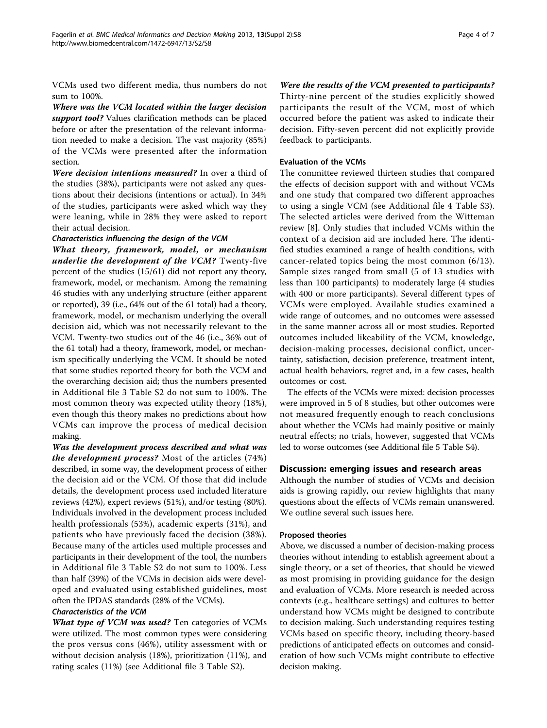VCMs used two different media, thus numbers do not sum to 100%.

***Where was the VCM located within the larger decision support tool?*** Values clarification methods can be placed before or after the presentation of the relevant information needed to make a decision. The vast majority (85%) of the VCMs were presented after the information section.

***Were decision intentions measured?*** In over a third of the studies (38%), participants were not asked any questions about their decisions (intentions or actual). In 34% of the studies, participants were asked which way they were leaning, while in 28% they were asked to report their actual decision.

#### *Characteristics influencing the design of the VCM*

***What theory, framework, model, or mechanism underlie the development of the VCM?*** Twenty-five percent of the studies (15/61) did not report any theory, framework, model, or mechanism. Among the remaining 46 studies with any underlying structure (either apparent or reported), 39 (i.e., 64% out of the 61 total) had a theory, framework, model, or mechanism underlying the overall decision aid, which was not necessarily relevant to the VCM. Twenty-two studies out of the 46 (i.e., 36% out of the 61 total) had a theory, framework, model, or mechanism specifically underlying the VCM. It should be noted that some studies reported theory for both the VCM and the overarching decision aid; thus the numbers presented in Additional file 3 Table S2 do not sum to 100%. The most common theory was expected utility theory (18%), even though this theory makes no predictions about how VCMs can improve the process of medical decision making.

***Was the development process described and what was the development process?*** Most of the articles (74%) described, in some way, the development process of either the decision aid or the VCM. Of those that did include details, the development process used included literature reviews (42%), expert reviews (51%), and/or testing (80%). Individuals involved in the development process included health professionals (53%), academic experts (31%), and patients who have previously faced the decision (38%). Because many of the articles used multiple processes and participants in their development of the tool, the numbers in Additional file 3 Table S2 do not sum to 100%. Less than half (39%) of the VCMs in decision aids were developed and evaluated using established guidelines, most often the IPDAS standards (28% of the VCMs).

#### *Characteristics of the VCM*

***What type of VCM was used?*** Ten categories of VCMs were utilized. The most common types were considering the pros versus cons (46%), utility assessment with or without decision analysis (18%), prioritization (11%), and rating scales (11%) (see Additional file 3 Table S2).

***Were the results of the VCM presented to participants?*** Thirty-nine percent of the studies explicitly showed participants the result of the VCM, most of which occurred before the patient was asked to indicate their decision. Fifty-seven percent did not explicitly provide feedback to participants.

### Evaluation of the VCMs

The committee reviewed thirteen studies that compared the effects of decision support with and without VCMs and one study that compared two different approaches to using a single VCM (see Additional file 4 Table S3). The selected articles were derived from the Witteman review [8]. Only studies that included VCMs within the context of a decision aid are included here. The identified studies examined a range of health conditions, with cancer-related topics being the most common (6/13). Sample sizes ranged from small (5 of 13 studies with less than 100 participants) to moderately large (4 studies with 400 or more participants). Several different types of VCMs were employed. Available studies examined a wide range of outcomes, and no outcomes were assessed in the same manner across all or most studies. Reported outcomes included likeability of the VCM, knowledge, decision-making processes, decisional conflict, uncertainty, satisfaction, decision preference, treatment intent, actual health behaviors, regret and, in a few cases, health outcomes or cost.

The effects of the VCMs were mixed: decision processes were improved in 5 of 8 studies, but other outcomes were not measured frequently enough to reach conclusions about whether the VCMs had mainly positive or mainly neutral effects; no trials, however, suggested that VCMs led to worse outcomes (see Additional file 5 Table S4).

## Discussion: emerging issues and research areas

Although the number of studies of VCMs and decision aids is growing rapidly, our review highlights that many questions about the effects of VCMs remain unanswered. We outline several such issues here.

### Proposed theories

Above, we discussed a number of decision-making process theories without intending to establish agreement about a single theory, or a set of theories, that should be viewed as most promising in providing guidance for the design and evaluation of VCMs. More research is needed across contexts (e.g., healthcare settings) and cultures to better understand how VCMs might be designed to contribute to decision making. Such understanding requires testing VCMs based on specific theory, including theory-based predictions of anticipated effects on outcomes and consideration of how such VCMs might contribute to effective decision making.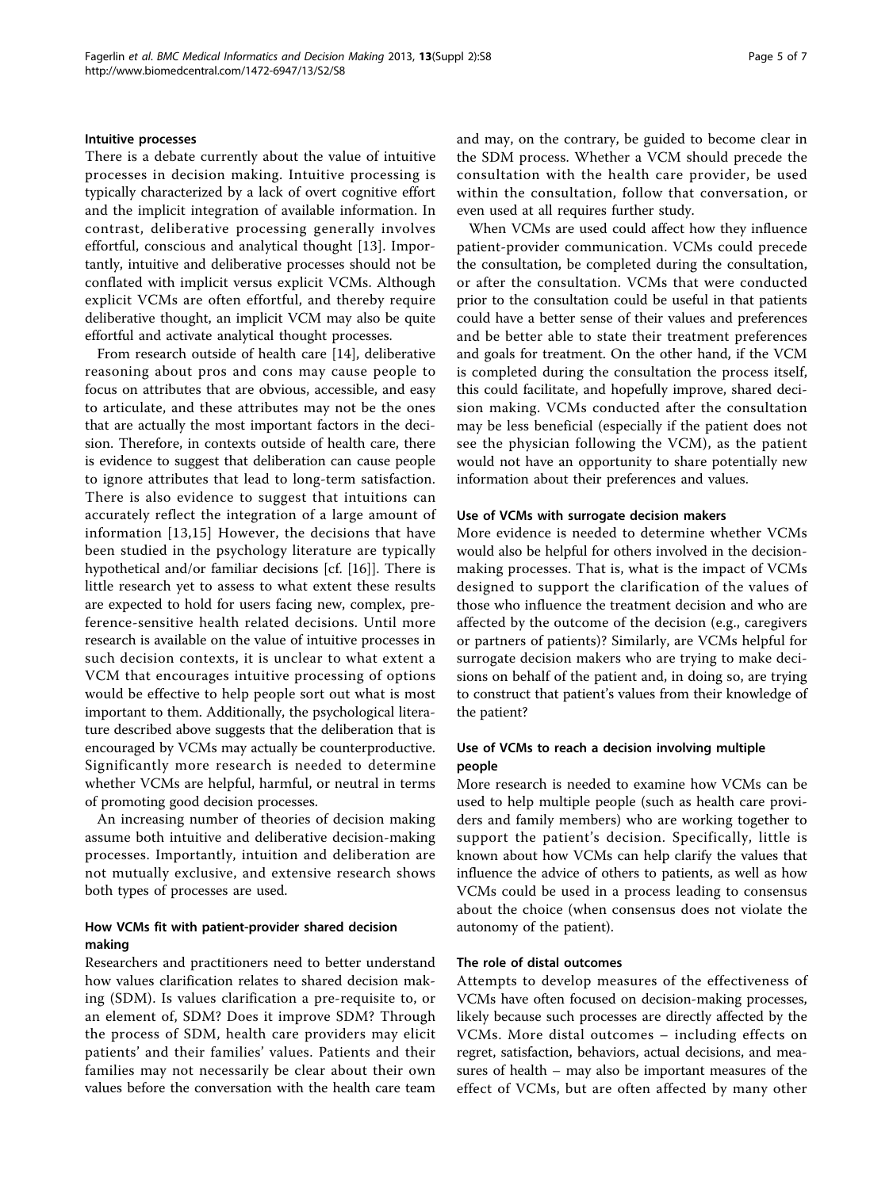### Intuitive processes

There is a debate currently about the value of intuitive processes in decision making. Intuitive processing is typically characterized by a lack of overt cognitive effort and the implicit integration of available information. In contrast, deliberative processing generally involves effortful, conscious and analytical thought [13]. Importantly, intuitive and deliberative processes should not be conflated with implicit versus explicit VCMs. Although explicit VCMs are often effortful, and thereby require deliberative thought, an implicit VCM may also be quite effortful and activate analytical thought processes.

From research outside of health care [14], deliberative reasoning about pros and cons may cause people to focus on attributes that are obvious, accessible, and easy to articulate, and these attributes may not be the ones that are actually the most important factors in the decision. Therefore, in contexts outside of health care, there is evidence to suggest that deliberation can cause people to ignore attributes that lead to long-term satisfaction. There is also evidence to suggest that intuitions can accurately reflect the integration of a large amount of information [13,15] However, the decisions that have been studied in the psychology literature are typically hypothetical and/or familiar decisions [cf. [16]]. There is little research yet to assess to what extent these results are expected to hold for users facing new, complex, preference-sensitive health related decisions. Until more research is available on the value of intuitive processes in such decision contexts, it is unclear to what extent a VCM that encourages intuitive processing of options would be effective to help people sort out what is most important to them. Additionally, the psychological literature described above suggests that the deliberation that is encouraged by VCMs may actually be counterproductive. Significantly more research is needed to determine whether VCMs are helpful, harmful, or neutral in terms of promoting good decision processes.

An increasing number of theories of decision making assume both intuitive and deliberative decision-making processes. Importantly, intuition and deliberation are not mutually exclusive, and extensive research shows both types of processes are used.

### How VCMs fit with patient-provider shared decision making

Researchers and practitioners need to better understand how values clarification relates to shared decision making (SDM). Is values clarification a pre-requisite to, or an element of, SDM? Does it improve SDM? Through the process of SDM, health care providers may elicit patients' and their families' values. Patients and their families may not necessarily be clear about their own values before the conversation with the health care team and may, on the contrary, be guided to become clear in the SDM process. Whether a VCM should precede the consultation with the health care provider, be used within the consultation, follow that conversation, or even used at all requires further study.

When VCMs are used could affect how they influence patient-provider communication. VCMs could precede the consultation, be completed during the consultation, or after the consultation. VCMs that were conducted prior to the consultation could be useful in that patients could have a better sense of their values and preferences and be better able to state their treatment preferences and goals for treatment. On the other hand, if the VCM is completed during the consultation the process itself, this could facilitate, and hopefully improve, shared decision making. VCMs conducted after the consultation may be less beneficial (especially if the patient does not see the physician following the VCM), as the patient would not have an opportunity to share potentially new information about their preferences and values.

### Use of VCMs with surrogate decision makers

More evidence is needed to determine whether VCMs would also be helpful for others involved in the decision-making processes. That is, what is the impact of VCMs designed to support the clarification of the values of those who influence the treatment decision and who are affected by the outcome of the decision (e.g., caregivers or partners of patients)? Similarly, are VCMs helpful for surrogate decision makers who are trying to make decisions on behalf of the patient and, in doing so, are trying to construct that patient's values from their knowledge of the patient?

### Use of VCMs to reach a decision involving multiple people

More research is needed to examine how VCMs can be used to help multiple people (such as health care providers and family members) who are working together to support the patient's decision. Specifically, little is known about how VCMs can help clarify the values that influence the advice of others to patients, as well as how VCMs could be used in a process leading to consensus about the choice (when consensus does not violate the autonomy of the patient).

### The role of distal outcomes

Attempts to develop measures of the effectiveness of VCMs have often focused on decision-making processes, likely because such processes are directly affected by the VCMs. More distal outcomes – including effects on regret, satisfaction, behaviors, actual decisions, and measures of health – may also be important measures of the effect of VCMs, but are often affected by many other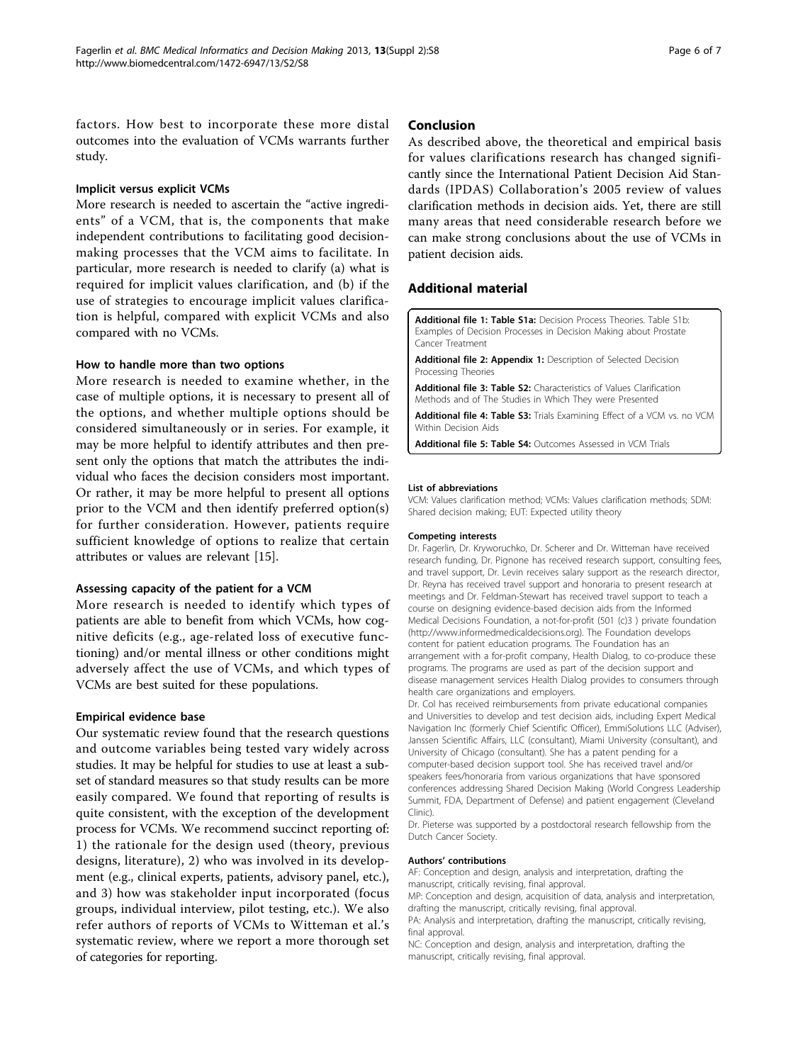factors. How best to incorporate these more distal outcomes into the evaluation of VCMs warrants further study.

#### Implicit versus explicit VCMs

More research is needed to ascertain the "active ingredients" of a VCM, that is, the components that make independent contributions to facilitating good decision-making processes that the VCM aims to facilitate. In particular, more research is needed to clarify (a) what is required for implicit values clarification, and (b) if the use of strategies to encourage implicit values clarification is helpful, compared with explicit VCMs and also compared with no VCMs.

#### How to handle more than two options

More research is needed to examine whether, in the case of multiple options, it is necessary to present all of the options, and whether multiple options should be considered simultaneously or in series. For example, it may be more helpful to identify attributes and then present only the options that match the attributes the individual who faces the decision considers most important. Or rather, it may be more helpful to present all options prior to the VCM and then identify preferred option(s) for further consideration. However, patients require sufficient knowledge of options to realize that certain attributes or values are relevant [15].

#### Assessing capacity of the patient for a VCM

More research is needed to identify which types of patients are able to benefit from which VCMs, how cognitive deficits (e.g., age-related loss of executive functioning) and/or mental illness or other conditions might adversely affect the use of VCMs, and which types of VCMs are best suited for these populations.

#### Empirical evidence base

Our systematic review found that the research questions and outcome variables being tested vary widely across studies. It may be helpful for studies to use at least a subset of standard measures so that study results can be more easily compared. We found that reporting of results is quite consistent, with the exception of the development process for VCMs. We recommend succinct reporting of: 1) the rationale for the design used (theory, previous designs, literature), 2) who was involved in its development (e.g., clinical experts, patients, advisory panel, etc.), and 3) how was stakeholder input incorporated (focus groups, individual interview, pilot testing, etc.). We also refer authors of reports of VCMs to Witteman et al.'s systematic review, where we report a more thorough set of categories for reporting.

## Conclusion

As described above, the theoretical and empirical basis for values clarifications research has changed significantly since the International Patient Decision Aid Standards (IPDAS) Collaboration's 2005 review of values clarification methods in decision aids. Yet, there are still many areas that need considerable research before we can make strong conclusions about the use of VCMs in patient decision aids.

## Additional material

**Additional file 1: Table S1a:** Decision Process Theories. Table S1b: Examples of Decision Processes in Decision Making about Prostate Cancer Treatment

**Additional file 2: Appendix 1:** Description of Selected Decision Processing Theories

**Additional file 3: Table S2:** Characteristics of Values Clarification Methods and of The Studies in Which They were Presented

**Additional file 4: Table S3:** Trials Examining Effect of a VCM vs. no VCM Within Decision Aids

**Additional file 5: Table S4:** Outcomes Assessed in VCM Trials

#### List of abbreviations

VCM: Values clarification method; VCMs: Values clarification methods; SDM: Shared decision making; EUT: Expected utility theory

#### Competing interests

Dr. Fagerlin, Dr. Kryworuchko, Dr. Scherer and Dr. Witteman have received research funding, Dr. Pignone has received research support, consulting fees, and travel support, Dr. Levin receives salary support as the research director, Dr. Reyna has received travel support and honoraria to present research at meetings and Dr. Feldman-Stewart has received travel support to teach a course on designing evidence-based decision aids from the Informed Medical Decisions Foundation, a not-for-profit (501 (c)3 ) private foundation (http://www.informedmedicaldecisions.org). The Foundation develops content for patient education programs. The Foundation has an arrangement with a for-profit company, Health Dialog, to co-produce these programs. The programs are used as part of the decision support and disease management services Health Dialog provides to consumers through health care organizations and employers.

Dr. Col has received reimbursements from private educational companies and Universities to develop and test decision aids, including Expert Medical Navigation Inc (formerly Chief Scientific Officer), EmmiSolutions LLC (Adviser), Janssen Scientific Affairs, LLC (consultant), Miami University (consultant), and University of Chicago (consultant). She has a patent pending for a computer-based decision support tool. She has received travel and/or speakers fees/honoraria from various organizations that have sponsored conferences addressing Shared Decision Making (World Congress Leadership Summit, FDA, Department of Defense) and patient engagement (Cleveland Clinic).

Dr. Pieterse was supported by a postdoctoral research fellowship from the Dutch Cancer Society.

#### Authors' contributions

AF: Conception and design, analysis and interpretation, drafting the manuscript, critically revising, final approval.

MP: Conception and design, acquisition of data, analysis and interpretation, drafting the manuscript, critically revising, final approval.

PA: Analysis and interpretation, drafting the manuscript, critically revising, final approval.

NC: Conception and design, analysis and interpretation, drafting the manuscript, critically revising, final approval.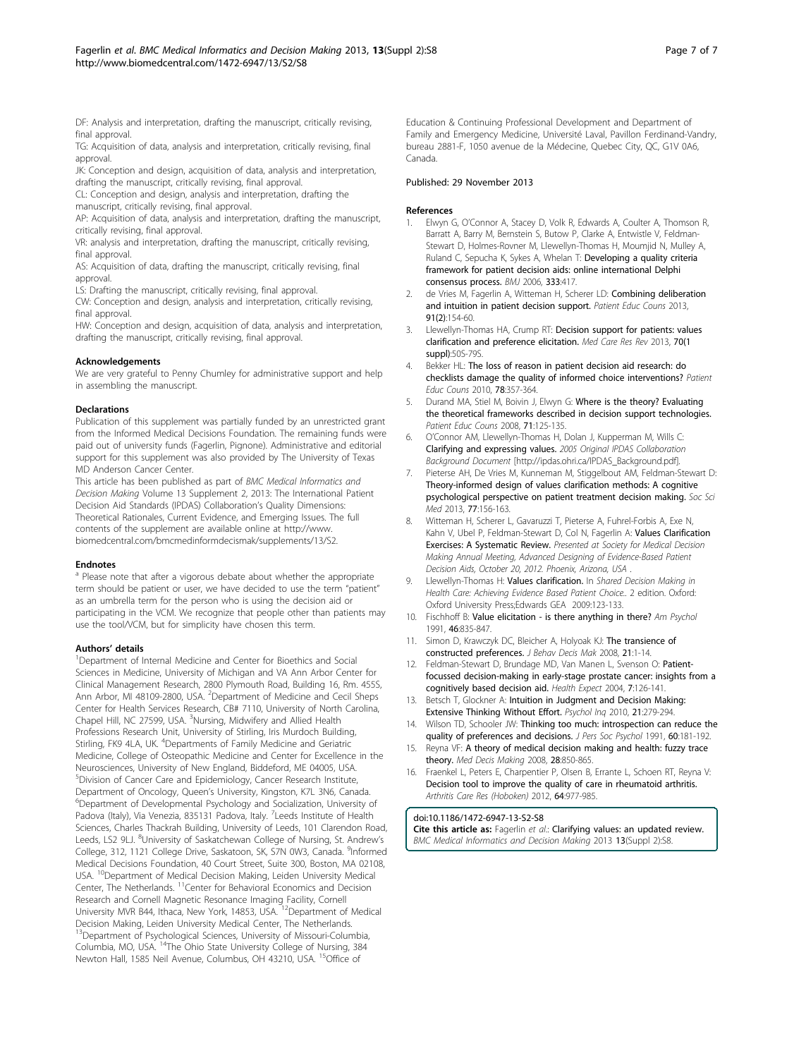DF: Analysis and interpretation, drafting the manuscript, critically revising, final approval.

TG: Acquisition of data, analysis and interpretation, critically revising, final approval.

JK: Conception and design, acquisition of data, analysis and interpretation, drafting the manuscript, critically revising, final approval.

CL: Conception and design, analysis and interpretation, drafting the manuscript, critically revising, final approval.

AP: Acquisition of data, analysis and interpretation, drafting the manuscript, critically revising, final approval.

VR: analysis and interpretation, drafting the manuscript, critically revising, final approval.

AS: Acquisition of data, drafting the manuscript, critically revising, final approval.

LS: Drafting the manuscript, critically revising, final approval.

CW: Conception and design, analysis and interpretation, critically revising, final approval.

HW: Conception and design, acquisition of data, analysis and interpretation, drafting the manuscript, critically revising, final approval.

### Acknowledgements

We are very grateful to Penny Chumley for administrative support and help in assembling the manuscript.

### Declarations

Publication of this supplement was partially funded by an unrestricted grant from the Informed Medical Decisions Foundation. The remaining funds were paid out of university funds (Fagerlin, Pignone). Administrative and editorial support for this supplement was also provided by The University of Texas MD Anderson Cancer Center.

This article has been published as part of *BMC Medical Informatics and Decision Making* Volume 13 Supplement 2, 2013: The International Patient Decision Aid Standards (IPDAS) Collaboration's Quality Dimensions: Theoretical Rationales, Current Evidence, and Emerging Issues. The full contents of the supplement are available online at http://www.biomedcentral.com/bmcmedinformdecismak/supplements/13/S2.

### Endnotes

[a] Please note that after a vigorous debate about whether the appropriate term should be patient or user, we have decided to use the term "patient" as an umbrella term for the person who is using the decision aid or participating in the VCM. We recognize that people other than patients may use the tool/VCM, but for simplicity have chosen this term.

### Authors' details

[1]Department of Internal Medicine and Center for Bioethics and Social Sciences in Medicine, University of Michigan and VA Ann Arbor Center for Clinical Management Research, 2800 Plymouth Road, Building 16, Rm. 455S, Ann Arbor, MI 48109-2800, USA. [2]Department of Medicine and Cecil Sheps Center for Health Services Research, CB# 7110, University of North Carolina, Chapel Hill, NC 27599, USA. [3]Nursing, Midwifery and Allied Health Professions Research Unit, University of Stirling, Iris Murdoch Building, Stirling, FK9 4LA, UK. [4]Departments of Family Medicine and Geriatric Medicine, College of Osteopathic Medicine and Center for Excellence in the Neurosciences, University of New England, Biddeford, ME 04005, USA. [5]Division of Cancer Care and Epidemiology, Cancer Research Institute, Department of Oncology, Queen's University, Kingston, K7L 3N6, Canada. [6]Department of Developmental Psychology and Socialization, University of Padova (Italy), Via Venezia, 835131 Padova, Italy. [7]Leeds Institute of Health Sciences, Charles Thackrah Building, University of Leeds, 101 Clarendon Road, Leeds, LS2 9LJ. [8]University of Saskatchewan College of Nursing, St. Andrew's College, 312, 1121 College Drive, Saskatoon, SK, S7N 0W3, Canada. [9]Informed Medical Decisions Foundation, 40 Court Street, Suite 300, Boston, MA 02108, USA. [10]Department of Medical Decision Making, Leiden University Medical Center, The Netherlands. [11]Center for Behavioral Economics and Decision Research and Cornell Magnetic Resonance Imaging Facility, Cornell University MVR B44, Ithaca, New York, 14853, USA. [12]Department of Medical Decision Making, Leiden University Medical Center, The Netherlands. [13]Department of Psychological Sciences, University of Missouri-Columbia, Columbia, MO, USA. [14]The Ohio State University College of Nursing, 384 Newton Hall, 1585 Neil Avenue, Columbus, OH 43210, USA. [15]Office of Education & Continuing Professional Development and Department of Family and Emergency Medicine, Université Laval, Pavillon Ferdinand-Vandry, bureau 2881-F, 1050 avenue de la Médecine, Quebec City, QC, G1V 0A6, Canada.

Published: 29 November 2013

### References

1. Elwyn G, O'Connor A, Stacey D, Volk R, Edwards A, Coulter A, Thomson R, Barratt A, Barry M, Bernstein S, Butow P, Clarke A, Entwistle V, Feldman-Stewart D, Holmes-Rovner M, Llewellyn-Thomas H, Moumjid N, Mulley A, Ruland C, Sepucha K, Sykes A, Whelan T: **Developing a quality criteria framework for patient decision aids: online international Delphi consensus process.** *BMJ* 2006, **333**:417.
2. de Vries M, Fagerlin A, Witteman H, Scherer LD: **Combining deliberation and intuition in patient decision support.** *Patient Educ Couns* 2013, **91(2)**:154-60.
3. Llewellyn-Thomas HA, Crump RT: **Decision support for patients: values clarification and preference elicitation.** *Med Care Res Rev* 2013, **70(1 suppl)**:50S-79S.
4. Bekker HL: **The loss of reason in patient decision aid research: do checklists damage the quality of informed choice interventions?** *Patient Educ Couns* 2010, **78**:357-364.
5. Durand MA, Stiel M, Boivin J, Elwyn G: **Where is the theory? Evaluating the theoretical frameworks described in decision support technologies.** *Patient Educ Couns* 2008, **71**:125-135.
6. O'Connor AM, Llewellyn-Thomas H, Dolan J, Kupperman M, Wills C: **Clarifying and expressing values.** *2005 Original IPDAS Collaboration Background Document* [http://ipdas.ohri.ca/IPDAS_Background.pdf].
7. Pieterse AH, De Vries M, Kunneman M, Stiggelbout AM, Feldman-Stewart D: **Theory-informed design of values clarification methods: A cognitive psychological perspective on patient treatment decision making.** *Soc Sci Med* 2013, **77**:156-163.
8. Witteman H, Scherer L, Gavaruzzi T, Pieterse A, Fuhrel-Forbis A, Exe N, Kahn V, Ubel P, Feldman-Stewart D, Col N, Fagerlin A: **Values Clarification Exercises: A Systematic Review.** *Presented at Society for Medical Decision Making Annual Meeting, Advanced Designing of Evidence-Based Patient Decision Aids, October 20, 2012. Phoenix, Arizona, USA* .
9. Llewellyn-Thomas H: **Values clarification.** In *Shared Decision Making in Health Care: Achieving Evidence Based Patient Choice..* 2 edition. Oxford: Oxford University Press;Edwards GEA 2009:123-133.
10. Fischhoff B: **Value elicitation - is there anything in there?** *Am Psychol* 1991, **46**:835-847.
11. Simon D, Krawczyk DC, Bleicher A, Holyoak KJ: **The transience of constructed preferences.** *J Behav Decis Mak* 2008, **21**:1-14.
12. Feldman-Stewart D, Brundage MD, Van Manen L, Svenson O: **Patient-focussed decision-making in early-stage prostate cancer: insights from a cognitively based decision aid.** *Health Expect* 2004, **7**:126-141.
13. Betsch T, Glockner A: **Intuition in Judgment and Decision Making: Extensive Thinking Without Effort.** *Psychol Inq* 2010, **21**:279-294.
14. Wilson TD, Schooler JW: **Thinking too much: introspection can reduce the quality of preferences and decisions.** *J Pers Soc Psychol* 1991, **60**:181-192.
15. Reyna VF: **A theory of medical decision making and health: fuzzy trace theory.** *Med Decis Making* 2008, **28**:850-865.
16. Fraenkel L, Peters E, Charpentier P, Olsen B, Errante L, Schoen RT, Reyna V: **Decision tool to improve the quality of care in rheumatoid arthritis.** *Arthritis Care Res (Hoboken)* 2012, **64**:977-985.

doi:10.1186/1472-6947-13-S2-S8

**Cite this article as:** Fagerlin *et al.*: Clarifying values: an updated review. *BMC Medical Informatics and Decision Making* 2013 13(Suppl 2):S8.